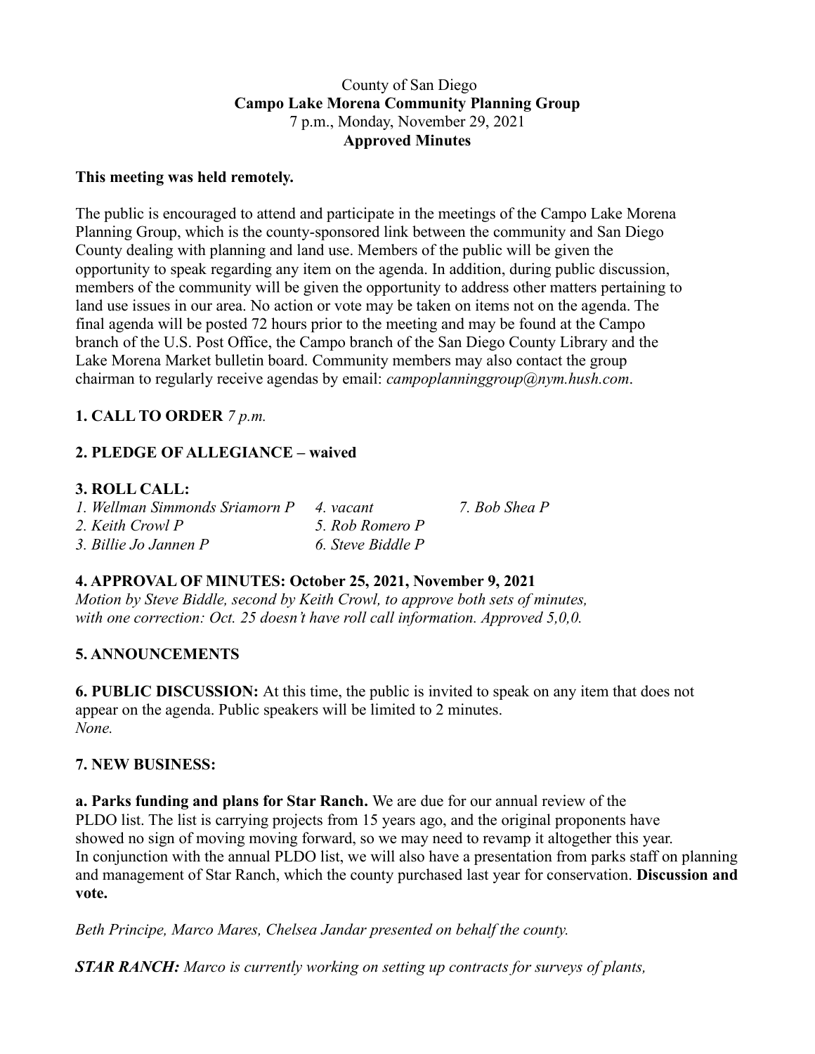County of San Diego

**Campo Lake Morena Community Planning Group**

7 p.m., Monday, November 29, 2021

**Approved Minutes**

**This meeting was held remotely.**

The public is encouraged to attend and participate in the meetings of the Campo Lake Morena Planning Group, which is the county-sponsored link between the community and San Diego County dealing with planning and land use. Members of the public will be given the opportunity to speak regarding any item on the agenda. In addition, during public discussion, members of the community will be given the opportunity to address other matters pertaining to land use issues in our area. No action or vote may be taken on items not on the agenda. The final agenda will be posted 72 hours prior to the meeting and may be found at the Campo branch of the U.S. Post Office, the Campo branch of the San Diego County Library and the Lake Morena Market bulletin board. Community members may also contact the group chairman to regularly receive agendas by email: *campoplanninggroup@nym.hush.com*.

**1. CALL TO ORDER** *7 p.m.*

**2. PLEDGE OF ALLEGIANCE – waived**

**3. ROLL CALL:**

*1. Wellman Simmonds Sriamorn P*
*2. Keith Crowl P*
*3. Billie Jo Jannen P*
*4. vacant*
*5. Rob Romero P*
*6. Steve Biddle P*
*7. Bob Shea P*

**4. APPROVAL OF MINUTES: October 25, 2021, November 9, 2021**

*Motion by Steve Biddle, second by Keith Crowl, to approve both sets of minutes, with one correction: Oct. 25 doesn't have roll call information. Approved 5,0,0.*

**5. ANNOUNCEMENTS**

**6. PUBLIC DISCUSSION:** At this time, the public is invited to speak on any item that does not appear on the agenda. Public speakers will be limited to 2 minutes.
*None.*

**7. NEW BUSINESS:**

**a. Parks funding and plans for Star Ranch.** We are due for our annual review of the PLDO list. The list is carrying projects from 15 years ago, and the original proponents have showed no sign of moving moving forward, so we may need to revamp it altogether this year. In conjunction with the annual PLDO list, we will also have a presentation from parks staff on planning and management of Star Ranch, which the county purchased last year for conservation. **Discussion and vote.**

*Beth Principe, Marco Mares, Chelsea Jandar presented on behalf the county.*

***STAR RANCH:*** *Marco is currently working on setting up contracts for surveys of plants,*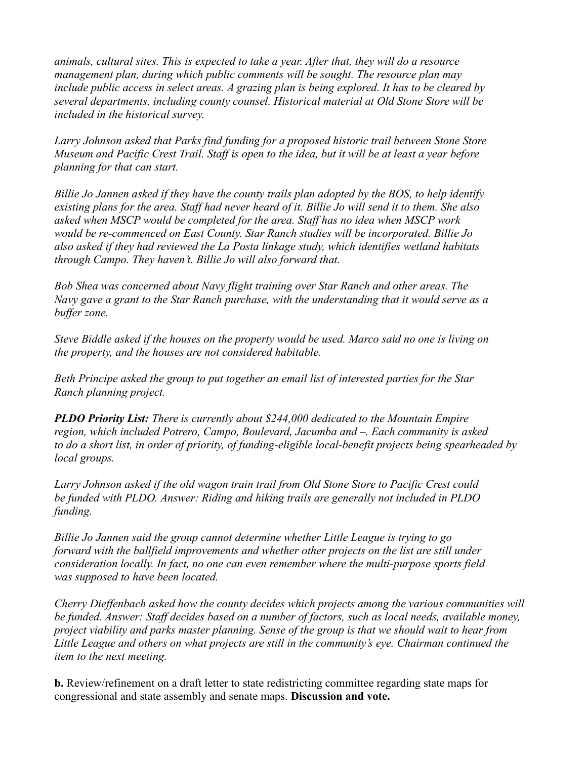*animals, cultural sites. This is expected to take a year. After that, they will do a resource management plan, during which public comments will be sought. The resource plan may include public access in select areas. A grazing plan is being explored. It has to be cleared by several departments, including county counsel. Historical material at Old Stone Store will be included in the historical survey.*

*Larry Johnson asked that Parks find funding for a proposed historic trail between Stone Store Museum and Pacific Crest Trail. Staff is open to the idea, but it will be at least a year before planning for that can start.*

*Billie Jo Jannen asked if they have the county trails plan adopted by the BOS, to help identify existing plans for the area. Staff had never heard of it. Billie Jo will send it to them. She also asked when MSCP would be completed for the area. Staff has no idea when MSCP work would be re-commenced on East County. Star Ranch studies will be incorporated. Billie Jo also asked if they had reviewed the La Posta linkage study, which identifies wetland habitats through Campo. They haven't. Billie Jo will also forward that.*

*Bob Shea was concerned about Navy flight training over Star Ranch and other areas. The Navy gave a grant to the Star Ranch purchase, with the understanding that it would serve as a buffer zone.*

*Steve Biddle asked if the houses on the property would be used. Marco said no one is living on the property, and the houses are not considered habitable.*

*Beth Principe asked the group to put together an email list of interested parties for the Star Ranch planning project.*

***PLDO Priority List:*** *There is currently about $244,000 dedicated to the Mountain Empire region, which included Potrero, Campo, Boulevard, Jacumba and –. Each community is asked to do a short list, in order of priority, of funding-eligible local-benefit projects being spearheaded by local groups.*

*Larry Johnson asked if the old wagon train trail from Old Stone Store to Pacific Crest could be funded with PLDO. Answer: Riding and hiking trails are generally not included in PLDO funding.*

*Billie Jo Jannen said the group cannot determine whether Little League is trying to go forward with the ballfield improvements and whether other projects on the list are still under consideration locally. In fact, no one can even remember where the multi-purpose sports field was supposed to have been located.*

*Cherry Dieffenbach asked how the county decides which projects among the various communities will be funded. Answer: Staff decides based on a number of factors, such as local needs, available money, project viability and parks master planning. Sense of the group is that we should wait to hear from Little League and others on what projects are still in the community's eye. Chairman continued the item to the next meeting.*

**b.** Review/refinement on a draft letter to state redistricting committee regarding state maps for congressional and state assembly and senate maps. **Discussion and vote.**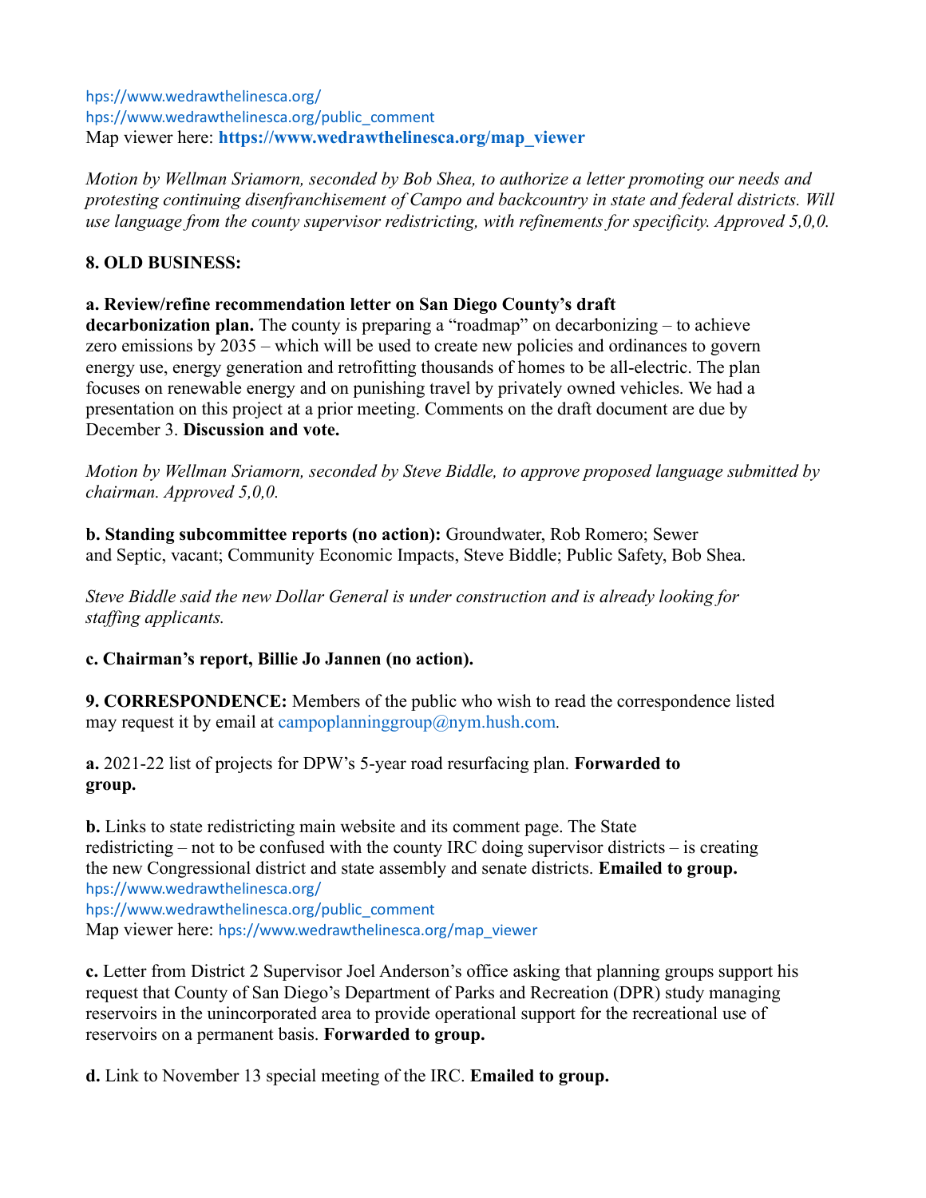hps://www.wedrawthelinesca.org/
hps://www.wedrawthelinesca.org/public_comment
Map viewer here: **https://www.wedrawthelinesca.org/map_viewer**

*Motion by Wellman Sriamorn, seconded by Bob Shea, to authorize a letter promoting our needs and protesting continuing disenfranchisement of Campo and backcountry in state and federal districts. Will use language from the county supervisor redistricting, with refinements for specificity. Approved 5,0,0.*

**8. OLD BUSINESS:**

**a. Review/refine recommendation letter on San Diego County's draft decarbonization plan.** The county is preparing a "roadmap" on decarbonizing – to achieve zero emissions by 2035 – which will be used to create new policies and ordinances to govern energy use, energy generation and retrofitting thousands of homes to be all-electric. The plan focuses on renewable energy and on punishing travel by privately owned vehicles. We had a presentation on this project at a prior meeting. Comments on the draft document are due by December 3. **Discussion and vote.**

*Motion by Wellman Sriamorn, seconded by Steve Biddle, to approve proposed language submitted by chairman. Approved 5,0,0.*

**b. Standing subcommittee reports (no action):** Groundwater, Rob Romero; Sewer and Septic, vacant; Community Economic Impacts, Steve Biddle; Public Safety, Bob Shea.

*Steve Biddle said the new Dollar General is under construction and is already looking for staffing applicants.*

**c. Chairman's report, Billie Jo Jannen (no action).**

**9. CORRESPONDENCE:** Members of the public who wish to read the correspondence listed may request it by email at campoplanninggroup@nym.hush.com.

**a.** 2021-22 list of projects for DPW's 5-year road resurfacing plan. **Forwarded to group.**

**b.** Links to state redistricting main website and its comment page. The State redistricting – not to be confused with the county IRC doing supervisor districts – is creating the new Congressional district and state assembly and senate districts. **Emailed to group.**
hps://www.wedrawthelinesca.org/
hps://www.wedrawthelinesca.org/public_comment
Map viewer here: hps://www.wedrawthelinesca.org/map_viewer

**c.** Letter from District 2 Supervisor Joel Anderson's office asking that planning groups support his request that County of San Diego's Department of Parks and Recreation (DPR) study managing reservoirs in the unincorporated area to provide operational support for the recreational use of reservoirs on a permanent basis. **Forwarded to group.**

**d.** Link to November 13 special meeting of the IRC. **Emailed to group.**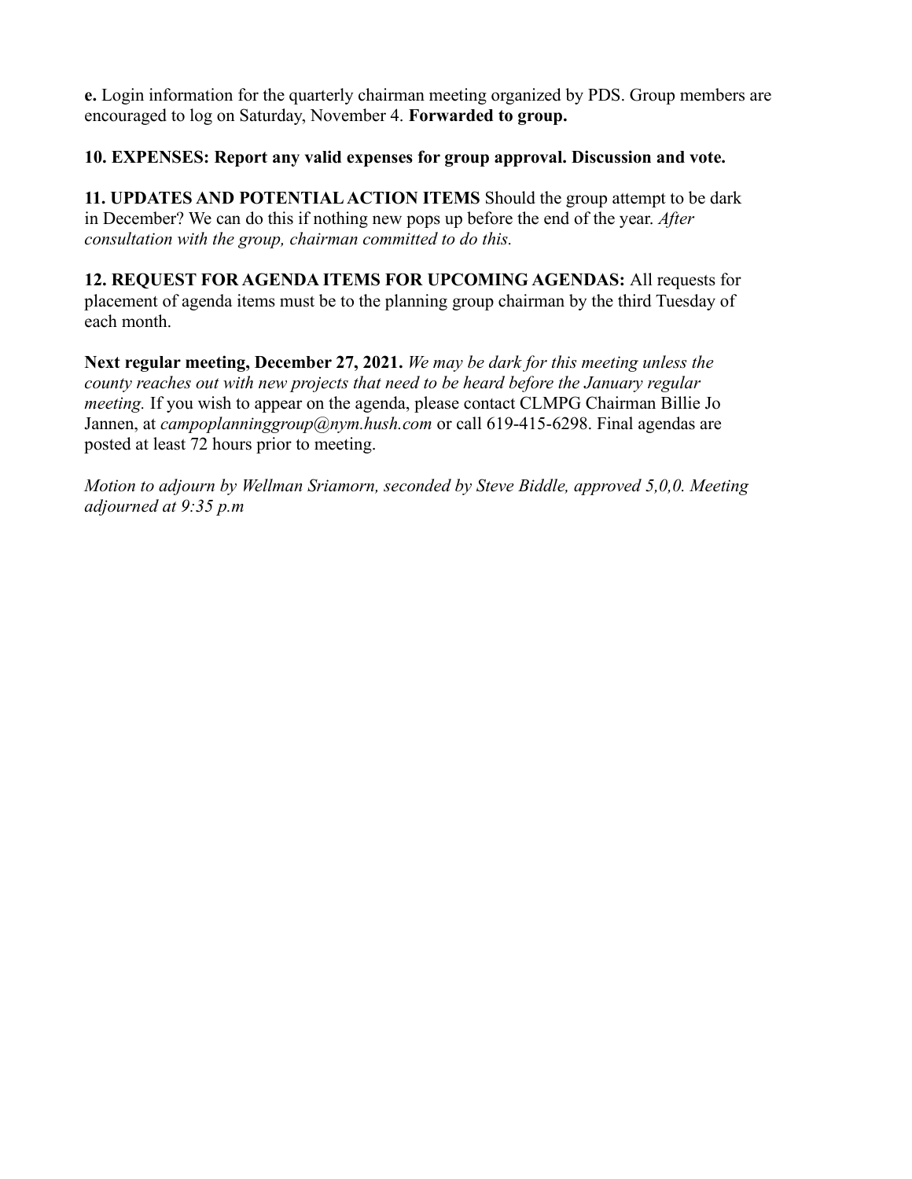**e.** Login information for the quarterly chairman meeting organized by PDS. Group members are encouraged to log on Saturday, November 4. **Forwarded to group.**

**10. EXPENSES: Report any valid expenses for group approval. Discussion and vote.**

**11. UPDATES AND POTENTIAL ACTION ITEMS** Should the group attempt to be dark in December? We can do this if nothing new pops up before the end of the year. *After consultation with the group, chairman committed to do this.*

**12. REQUEST FOR AGENDA ITEMS FOR UPCOMING AGENDAS:** All requests for placement of agenda items must be to the planning group chairman by the third Tuesday of each month.

**Next regular meeting, December 27, 2021.** *We may be dark for this meeting unless the county reaches out with new projects that need to be heard before the January regular meeting.* If you wish to appear on the agenda, please contact CLMPG Chairman Billie Jo Jannen, at *campoplanninggroup@nym.hush.com* or call 619-415-6298. Final agendas are posted at least 72 hours prior to meeting.

*Motion to adjourn by Wellman Sriamorn, seconded by Steve Biddle, approved 5,0,0. Meeting adjourned at 9:35 p.m*